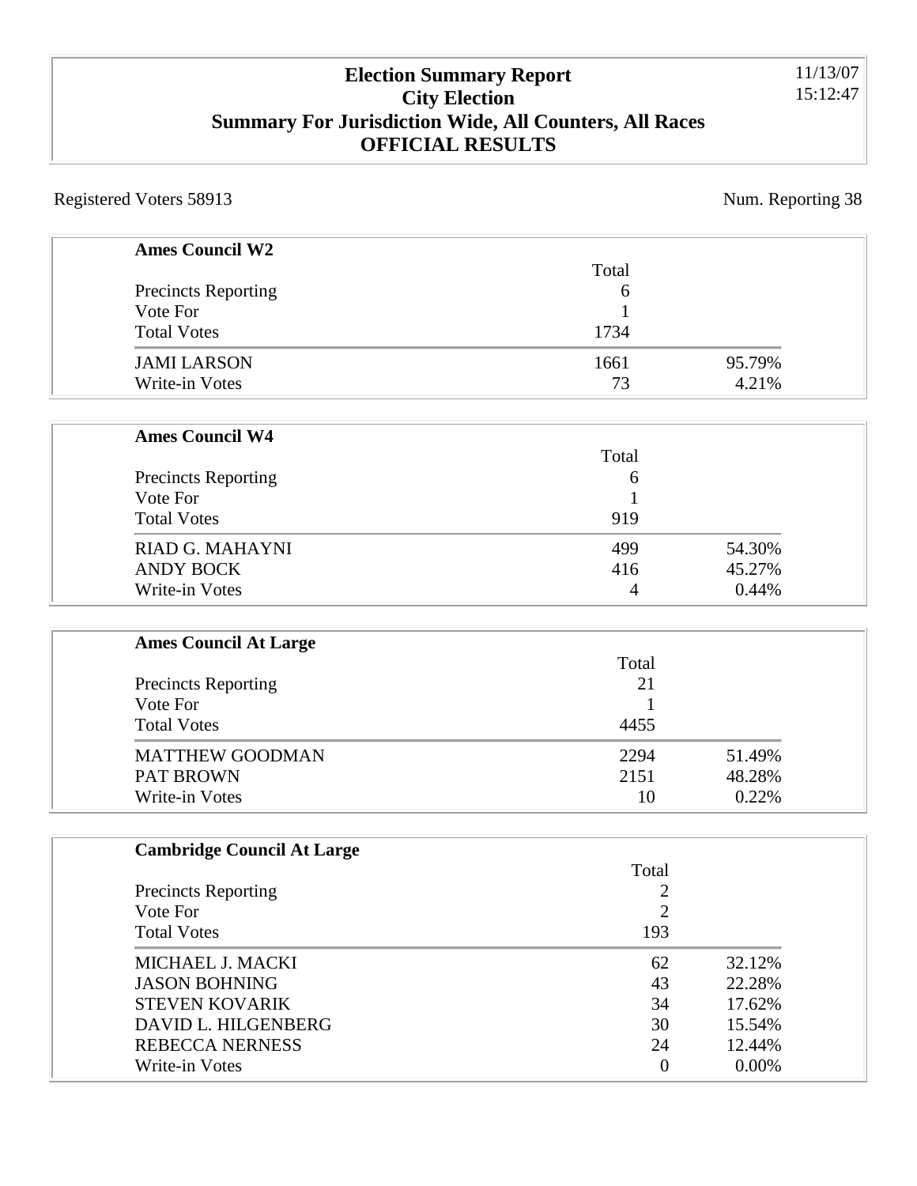# Election Summary Report
## City Election
## Summary For Jurisdiction Wide, All Counters, All Races
## OFFICIAL RESULTS

11/13/07
15:12:47

Registered Voters 58913

Num. Reporting 38

### Ames Council W2

| | Total | |
|---|---|---|
| Precincts Reporting | 6 | |
| Vote For | 1 | |
| Total Votes | 1734 | |
| JAMI LARSON | 1661 | 95.79% |
| Write-in Votes | 73 | 4.21% |

### Ames Council W4

| | Total | |
|---|---|---|
| Precincts Reporting | 6 | |
| Vote For | 1 | |
| Total Votes | 919 | |
| RIAD G. MAHAYNI | 499 | 54.30% |
| ANDY BOCK | 416 | 45.27% |
| Write-in Votes | 4 | 0.44% |

### Ames Council At Large

| | Total | |
|---|---|---|
| Precincts Reporting | 21 | |
| Vote For | 1 | |
| Total Votes | 4455 | |
| MATTHEW GOODMAN | 2294 | 51.49% |
| PAT BROWN | 2151 | 48.28% |
| Write-in Votes | 10 | 0.22% |

### Cambridge Council At Large

| | Total | |
|---|---|---|
| Precincts Reporting | 2 | |
| Vote For | 2 | |
| Total Votes | 193 | |
| MICHAEL J. MACKI | 62 | 32.12% |
| JASON BOHNING | 43 | 22.28% |
| STEVEN KOVARIK | 34 | 17.62% |
| DAVID L. HILGENBERG | 30 | 15.54% |
| REBECCA NERNESS | 24 | 12.44% |
| Write-in Votes | 0 | 0.00% |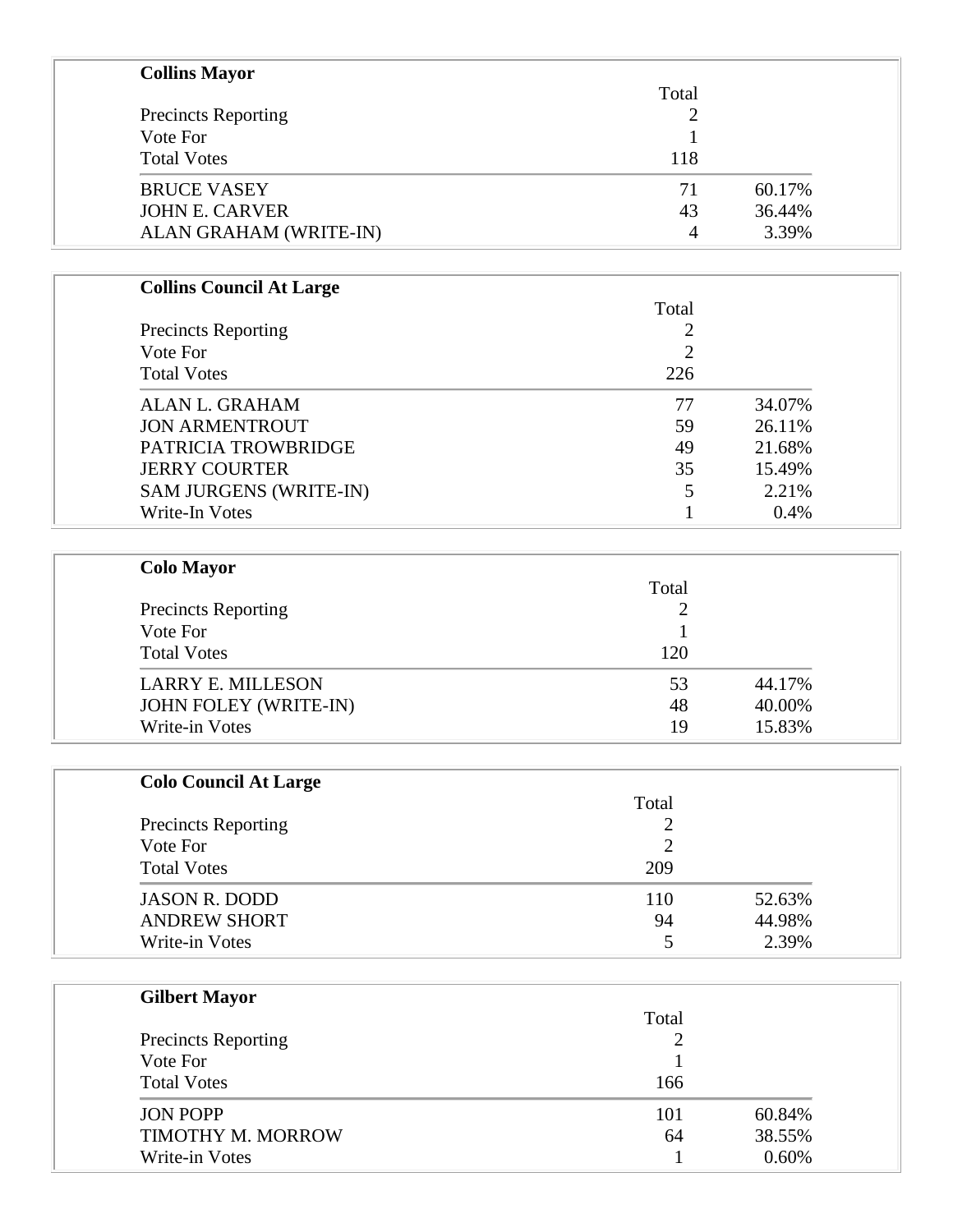**Collins Mayor**

| | Total | |
|---|---|---|
| Precincts Reporting | 2 | |
| Vote For | 1 | |
| Total Votes | 118 | |
| BRUCE VASEY | 71 | 60.17% |
| JOHN E. CARVER | 43 | 36.44% |
| ALAN GRAHAM (WRITE-IN) | 4 | 3.39% |

**Collins Council At Large**

| | Total | |
|---|---|---|
| Precincts Reporting | 2 | |
| Vote For | 2 | |
| Total Votes | 226 | |
| ALAN L. GRAHAM | 77 | 34.07% |
| JON ARMENTROUT | 59 | 26.11% |
| PATRICIA TROWBRIDGE | 49 | 21.68% |
| JERRY COURTER | 35 | 15.49% |
| SAM JURGENS (WRITE-IN) | 5 | 2.21% |
| Write-In Votes | 1 | 0.4% |

**Colo Mayor**

| | Total | |
|---|---|---|
| Precincts Reporting | 2 | |
| Vote For | 1 | |
| Total Votes | 120 | |
| LARRY E. MILLESON | 53 | 44.17% |
| JOHN FOLEY (WRITE-IN) | 48 | 40.00% |
| Write-in Votes | 19 | 15.83% |

**Colo Council At Large**

| | Total | |
|---|---|---|
| Precincts Reporting | 2 | |
| Vote For | 2 | |
| Total Votes | 209 | |
| JASON R. DODD | 110 | 52.63% |
| ANDREW SHORT | 94 | 44.98% |
| Write-in Votes | 5 | 2.39% |

**Gilbert Mayor**

| | Total | |
|---|---|---|
| Precincts Reporting | 2 | |
| Vote For | 1 | |
| Total Votes | 166 | |
| JON POPP | 101 | 60.84% |
| TIMOTHY M. MORROW | 64 | 38.55% |
| Write-in Votes | 1 | 0.60% |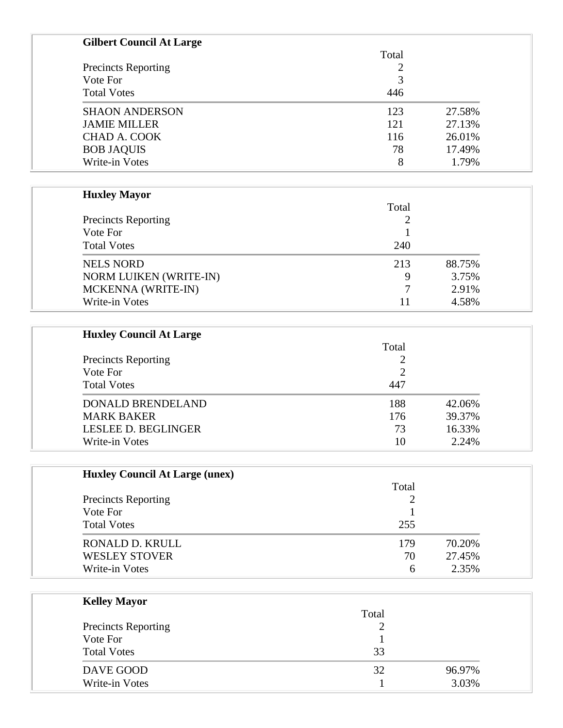## Gilbert Council At Large

| | Total | |
|---|---|---|
| Precincts Reporting | 2 | |
| Vote For | 3 | |
| Total Votes | 446 | |
| SHAON ANDERSON | 123 | 27.58% |
| JAMIE MILLER | 121 | 27.13% |
| CHAD A. COOK | 116 | 26.01% |
| BOB JAQUIS | 78 | 17.49% |
| Write-in Votes | 8 | 1.79% |

## Huxley Mayor

| | Total | |
|---|---|---|
| Precincts Reporting | 2 | |
| Vote For | 1 | |
| Total Votes | 240 | |
| NELS NORD | 213 | 88.75% |
| NORM LUIKEN (WRITE-IN) | 9 | 3.75% |
| MCKENNA (WRITE-IN) | 7 | 2.91% |
| Write-in Votes | 11 | 4.58% |

## Huxley Council At Large

| | Total | |
|---|---|---|
| Precincts Reporting | 2 | |
| Vote For | 2 | |
| Total Votes | 447 | |
| DONALD BRENDELAND | 188 | 42.06% |
| MARK BAKER | 176 | 39.37% |
| LESLEE D. BEGLINGER | 73 | 16.33% |
| Write-in Votes | 10 | 2.24% |

## Huxley Council At Large (unex)

| | Total | |
|---|---|---|
| Precincts Reporting | 2 | |
| Vote For | 1 | |
| Total Votes | 255 | |
| RONALD D. KRULL | 179 | 70.20% |
| WESLEY STOVER | 70 | 27.45% |
| Write-in Votes | 6 | 2.35% |

## Kelley Mayor

| | Total | |
|---|---|---|
| Precincts Reporting | 2 | |
| Vote For | 1 | |
| Total Votes | 33 | |
| DAVE GOOD | 32 | 96.97% |
| Write-in Votes | 1 | 3.03% |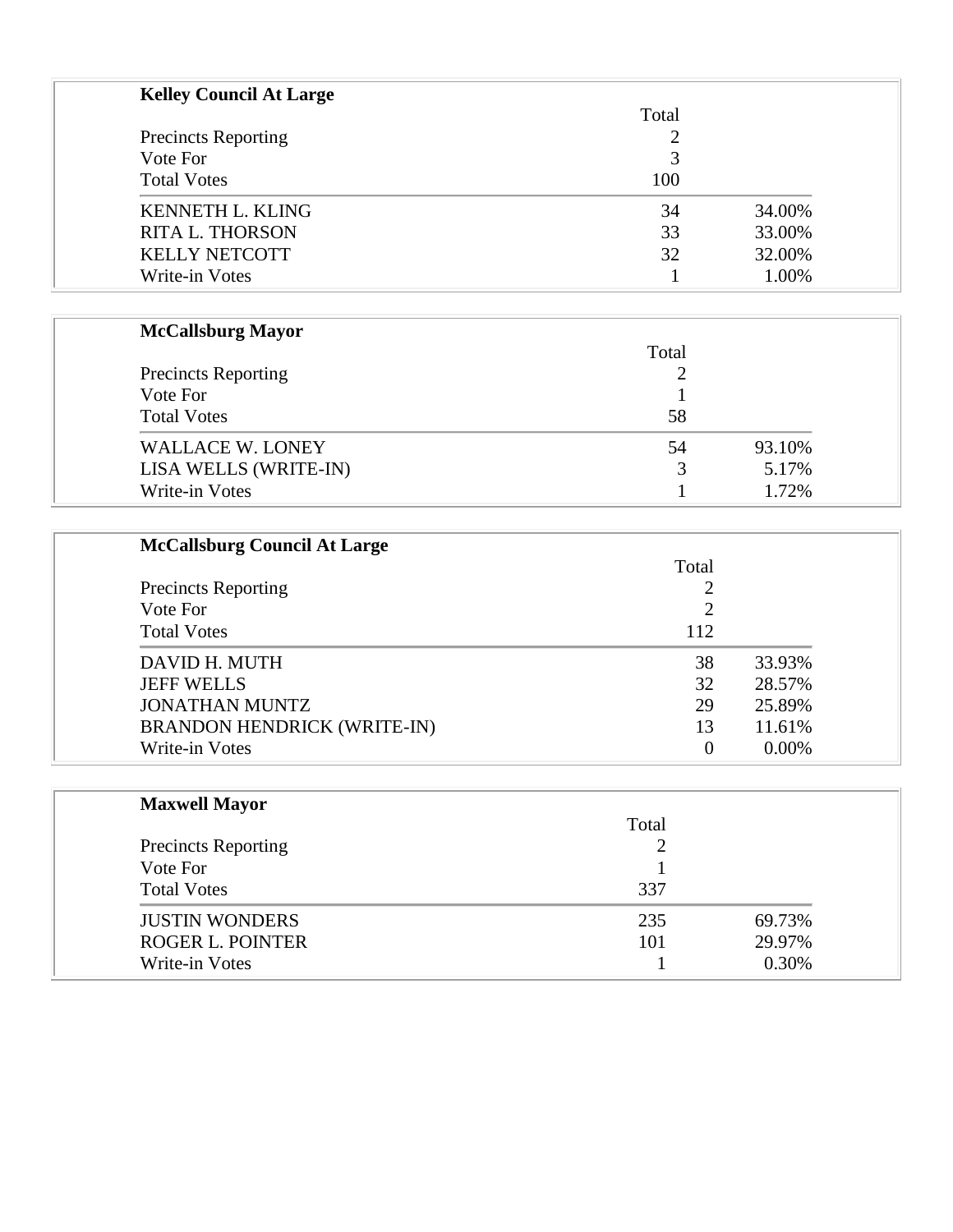### Kelley Council At Large

| | Total | |
|---|---|---|
| Precincts Reporting | 2 | |
| Vote For | 3 | |
| Total Votes | 100 | |
| KENNETH L. KLING | 34 | 34.00% |
| RITA L. THORSON | 33 | 33.00% |
| KELLY NETCOTT | 32 | 32.00% |
| Write-in Votes | 1 | 1.00% |

### McCallsburg Mayor

| | Total | |
|---|---|---|
| Precincts Reporting | 2 | |
| Vote For | 1 | |
| Total Votes | 58 | |
| WALLACE W. LONEY | 54 | 93.10% |
| LISA WELLS (WRITE-IN) | 3 | 5.17% |
| Write-in Votes | 1 | 1.72% |

### McCallsburg Council At Large

| | Total | |
|---|---|---|
| Precincts Reporting | 2 | |
| Vote For | 2 | |
| Total Votes | 112 | |
| DAVID H. MUTH | 38 | 33.93% |
| JEFF WELLS | 32 | 28.57% |
| JONATHAN MUNTZ | 29 | 25.89% |
| BRANDON HENDRICK (WRITE-IN) | 13 | 11.61% |
| Write-in Votes | 0 | 0.00% |

### Maxwell Mayor

| | Total | |
|---|---|---|
| Precincts Reporting | 2 | |
| Vote For | 1 | |
| Total Votes | 337 | |
| JUSTIN WONDERS | 235 | 69.73% |
| ROGER L. POINTER | 101 | 29.97% |
| Write-in Votes | 1 | 0.30% |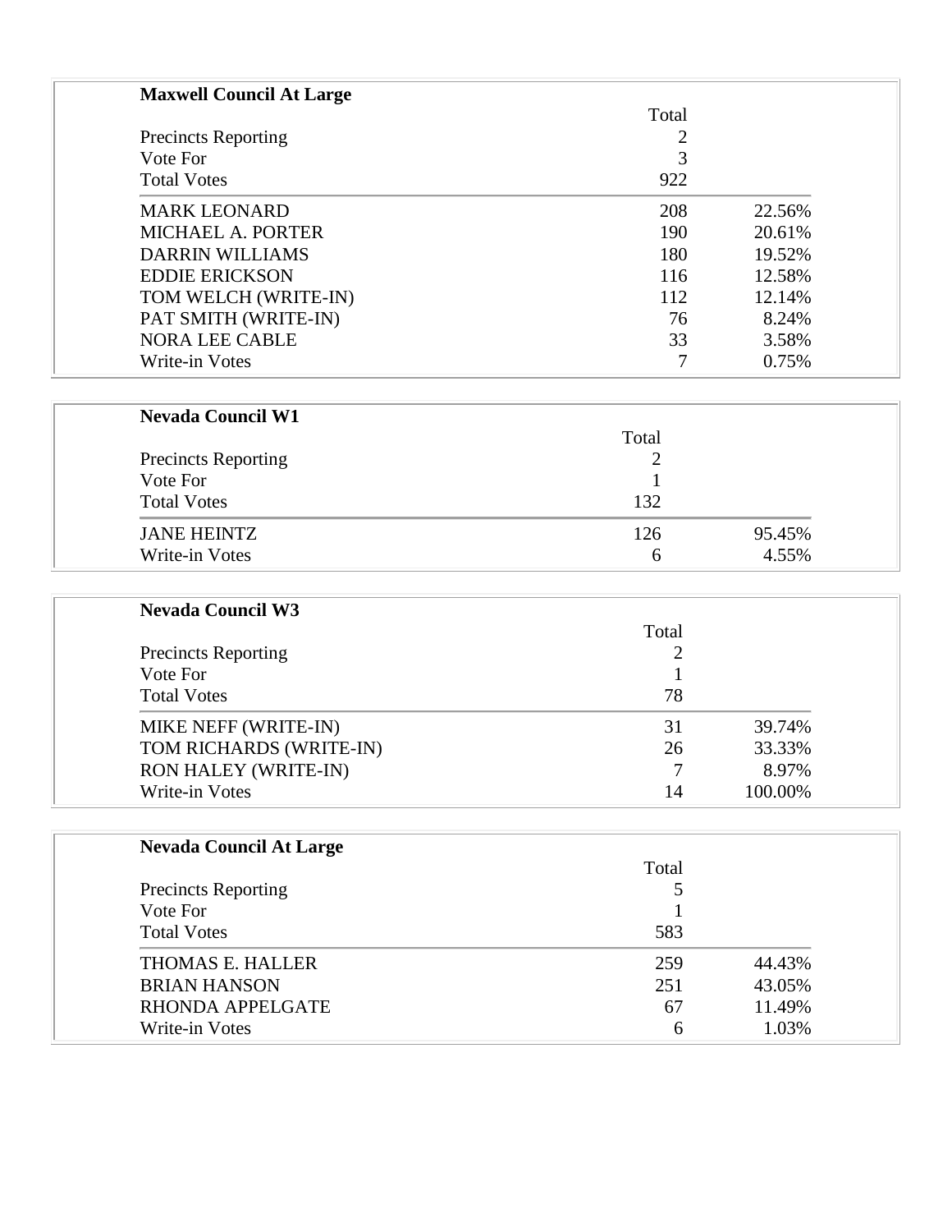**Maxwell Council At Large**

| | Total | |
|---|---|---|
| Precincts Reporting | 2 | |
| Vote For | 3 | |
| Total Votes | 922 | |
| MARK LEONARD | 208 | 22.56% |
| MICHAEL A. PORTER | 190 | 20.61% |
| DARRIN WILLIAMS | 180 | 19.52% |
| EDDIE ERICKSON | 116 | 12.58% |
| TOM WELCH (WRITE-IN) | 112 | 12.14% |
| PAT SMITH (WRITE-IN) | 76 | 8.24% |
| NORA LEE CABLE | 33 | 3.58% |
| Write-in Votes | 7 | 0.75% |

**Nevada Council W1**

| | Total | |
|---|---|---|
| Precincts Reporting | 2 | |
| Vote For | 1 | |
| Total Votes | 132 | |
| JANE HEINTZ | 126 | 95.45% |
| Write-in Votes | 6 | 4.55% |

**Nevada Council W3**

| | Total | |
|---|---|---|
| Precincts Reporting | 2 | |
| Vote For | 1 | |
| Total Votes | 78 | |
| MIKE NEFF (WRITE-IN) | 31 | 39.74% |
| TOM RICHARDS (WRITE-IN) | 26 | 33.33% |
| RON HALEY (WRITE-IN) | 7 | 8.97% |
| Write-in Votes | 14 | 100.00% |

**Nevada Council At Large**

| | Total | |
|---|---|---|
| Precincts Reporting | 5 | |
| Vote For | 1 | |
| Total Votes | 583 | |
| THOMAS E. HALLER | 259 | 44.43% |
| BRIAN HANSON | 251 | 43.05% |
| RHONDA APPELGATE | 67 | 11.49% |
| Write-in Votes | 6 | 1.03% |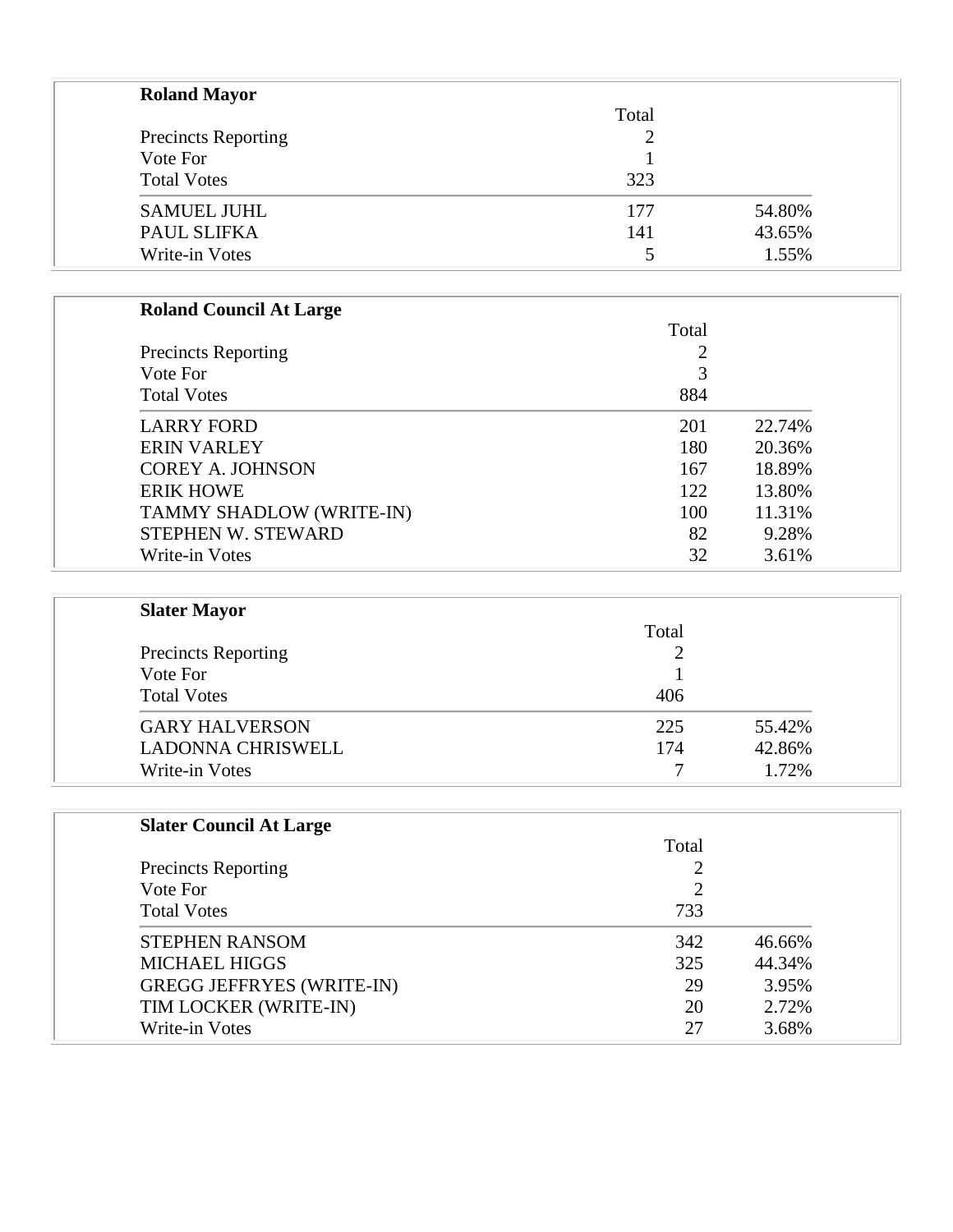**Roland Mayor**

| | Total | |
|---|---|---|
| Precincts Reporting | 2 | |
| Vote For | 1 | |
| Total Votes | 323 | |
| SAMUEL JUHL | 177 | 54.80% |
| PAUL SLIFKA | 141 | 43.65% |
| Write-in Votes | 5 | 1.55% |

**Roland Council At Large**

| | Total | |
|---|---|---|
| Precincts Reporting | 2 | |
| Vote For | 3 | |
| Total Votes | 884 | |
| LARRY FORD | 201 | 22.74% |
| ERIN VARLEY | 180 | 20.36% |
| COREY A. JOHNSON | 167 | 18.89% |
| ERIK HOWE | 122 | 13.80% |
| TAMMY SHADLOW (WRITE-IN) | 100 | 11.31% |
| STEPHEN W. STEWARD | 82 | 9.28% |
| Write-in Votes | 32 | 3.61% |

**Slater Mayor**

| | Total | |
|---|---|---|
| Precincts Reporting | 2 | |
| Vote For | 1 | |
| Total Votes | 406 | |
| GARY HALVERSON | 225 | 55.42% |
| LADONNA CHRISWELL | 174 | 42.86% |
| Write-in Votes | 7 | 1.72% |

**Slater Council At Large**

| | Total | |
|---|---|---|
| Precincts Reporting | 2 | |
| Vote For | 2 | |
| Total Votes | 733 | |
| STEPHEN RANSOM | 342 | 46.66% |
| MICHAEL HIGGS | 325 | 44.34% |
| GREGG JEFFRYES (WRITE-IN) | 29 | 3.95% |
| TIM LOCKER (WRITE-IN) | 20 | 2.72% |
| Write-in Votes | 27 | 3.68% |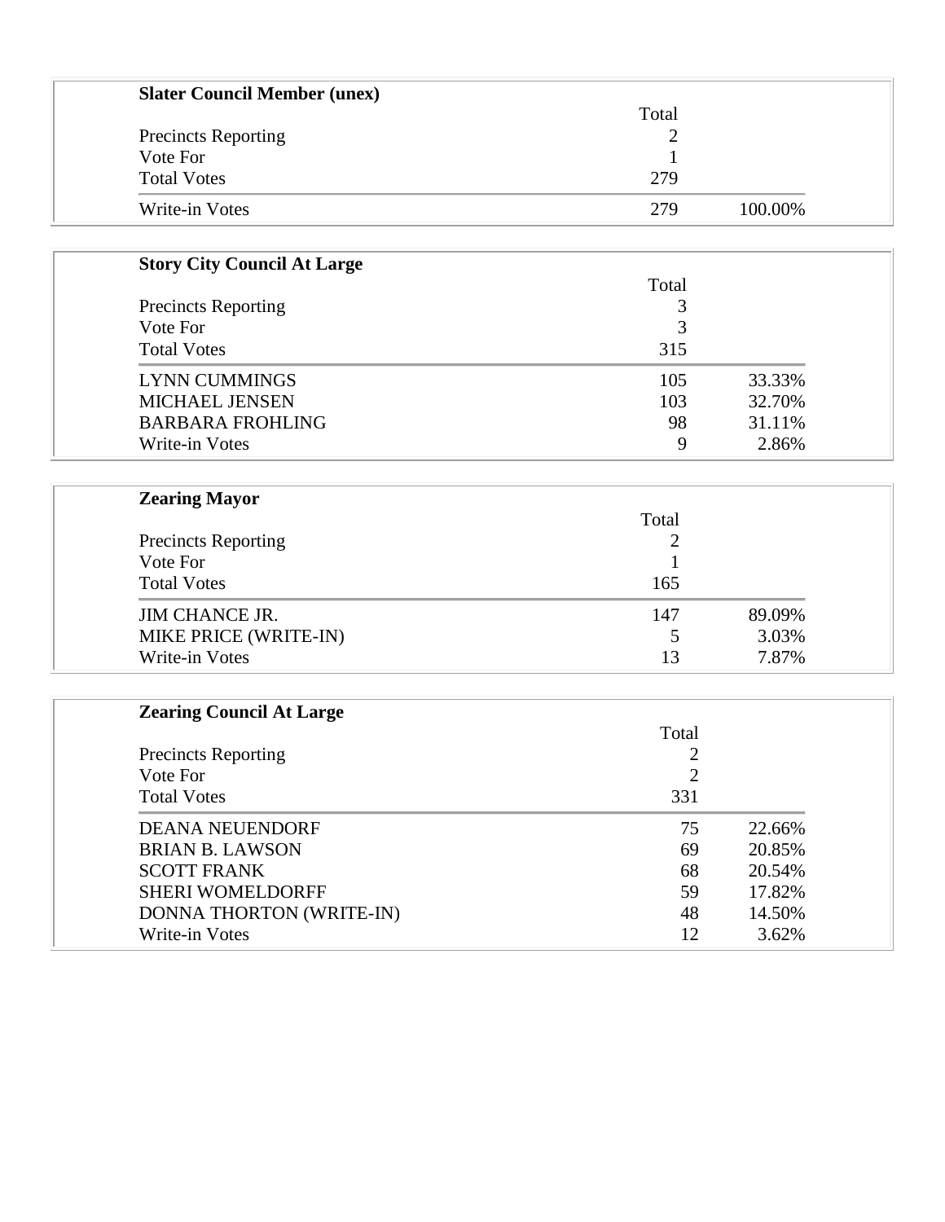**Slater Council Member (unex)**

| | Total | |
|---|---|---|
| Precincts Reporting | 2 | |
| Vote For | 1 | |
| Total Votes | 279 | |
| Write-in Votes | 279 | 100.00% |

**Story City Council At Large**

| | Total | |
|---|---|---|
| Precincts Reporting | 3 | |
| Vote For | 3 | |
| Total Votes | 315 | |
| LYNN CUMMINGS | 105 | 33.33% |
| MICHAEL JENSEN | 103 | 32.70% |
| BARBARA FROHLING | 98 | 31.11% |
| Write-in Votes | 9 | 2.86% |

**Zearing Mayor**

| | Total | |
|---|---|---|
| Precincts Reporting | 2 | |
| Vote For | 1 | |
| Total Votes | 165 | |
| JIM CHANCE JR. | 147 | 89.09% |
| MIKE PRICE (WRITE-IN) | 5 | 3.03% |
| Write-in Votes | 13 | 7.87% |

**Zearing Council At Large**

| | Total | |
|---|---|---|
| Precincts Reporting | 2 | |
| Vote For | 2 | |
| Total Votes | 331 | |
| DEANA NEUENDORF | 75 | 22.66% |
| BRIAN B. LAWSON | 69 | 20.85% |
| SCOTT FRANK | 68 | 20.54% |
| SHERI WOMELDORFF | 59 | 17.82% |
| DONNA THORTON (WRITE-IN) | 48 | 14.50% |
| Write-in Votes | 12 | 3.62% |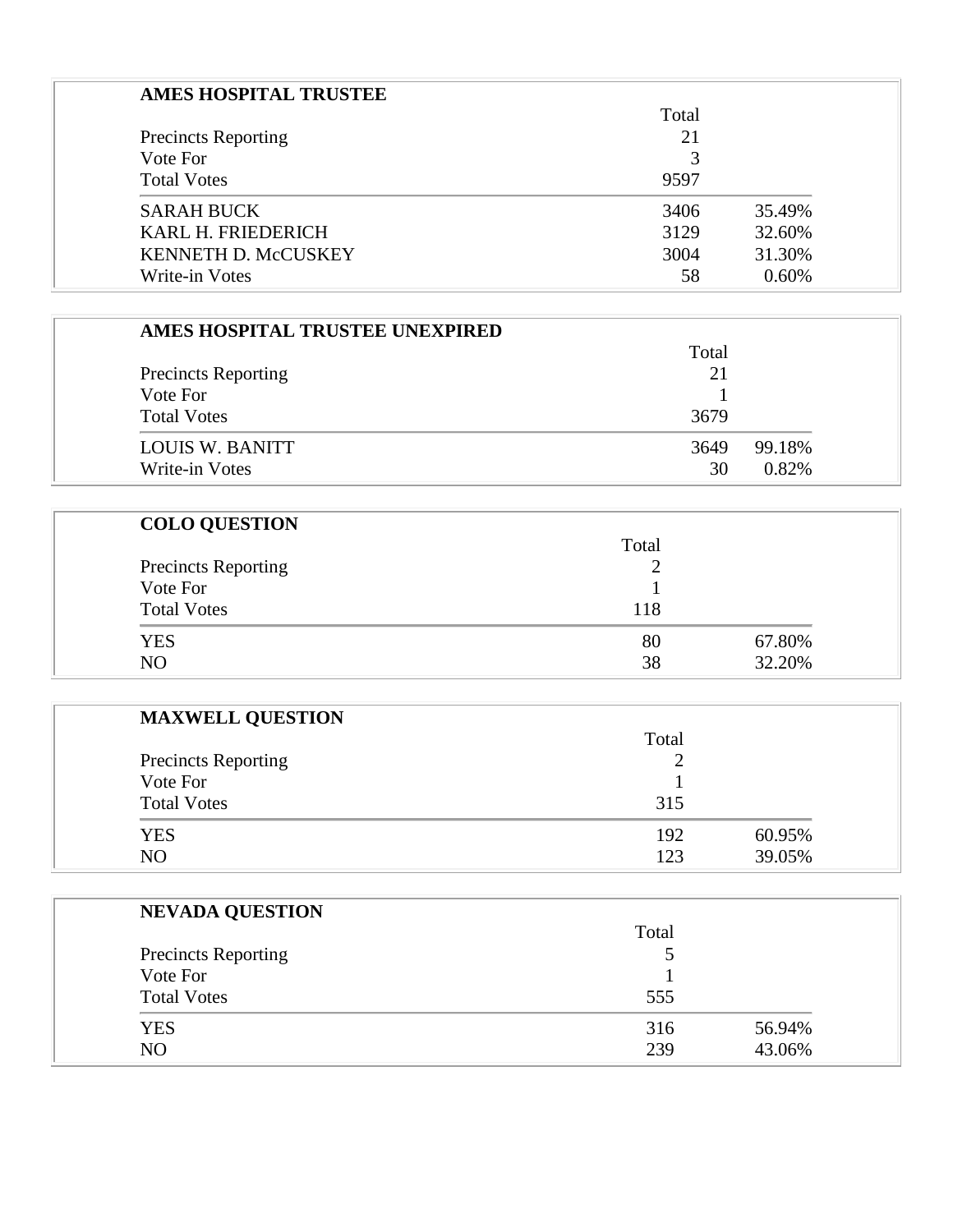## AMES HOSPITAL TRUSTEE

| | Total | |
|---|---|---|
| Precincts Reporting | 21 | |
| Vote For | 3 | |
| Total Votes | 9597 | |
| SARAH BUCK | 3406 | 35.49% |
| KARL H. FRIEDERICH | 3129 | 32.60% |
| KENNETH D. McCUSKEY | 3004 | 31.30% |
| Write-in Votes | 58 | 0.60% |

## AMES HOSPITAL TRUSTEE UNEXPIRED

| | Total | |
|---|---|---|
| Precincts Reporting | 21 | |
| Vote For | 1 | |
| Total Votes | 3679 | |
| LOUIS W. BANITT | 3649 | 99.18% |
| Write-in Votes | 30 | 0.82% |

## COLO QUESTION

| | Total | |
|---|---|---|
| Precincts Reporting | 2 | |
| Vote For | 1 | |
| Total Votes | 118 | |
| YES | 80 | 67.80% |
| NO | 38 | 32.20% |

## MAXWELL QUESTION

| | Total | |
|---|---|---|
| Precincts Reporting | 2 | |
| Vote For | 1 | |
| Total Votes | 315 | |
| YES | 192 | 60.95% |
| NO | 123 | 39.05% |

## NEVADA QUESTION

| | Total | |
|---|---|---|
| Precincts Reporting | 5 | |
| Vote For | 1 | |
| Total Votes | 555 | |
| YES | 316 | 56.94% |
| NO | 239 | 43.06% |